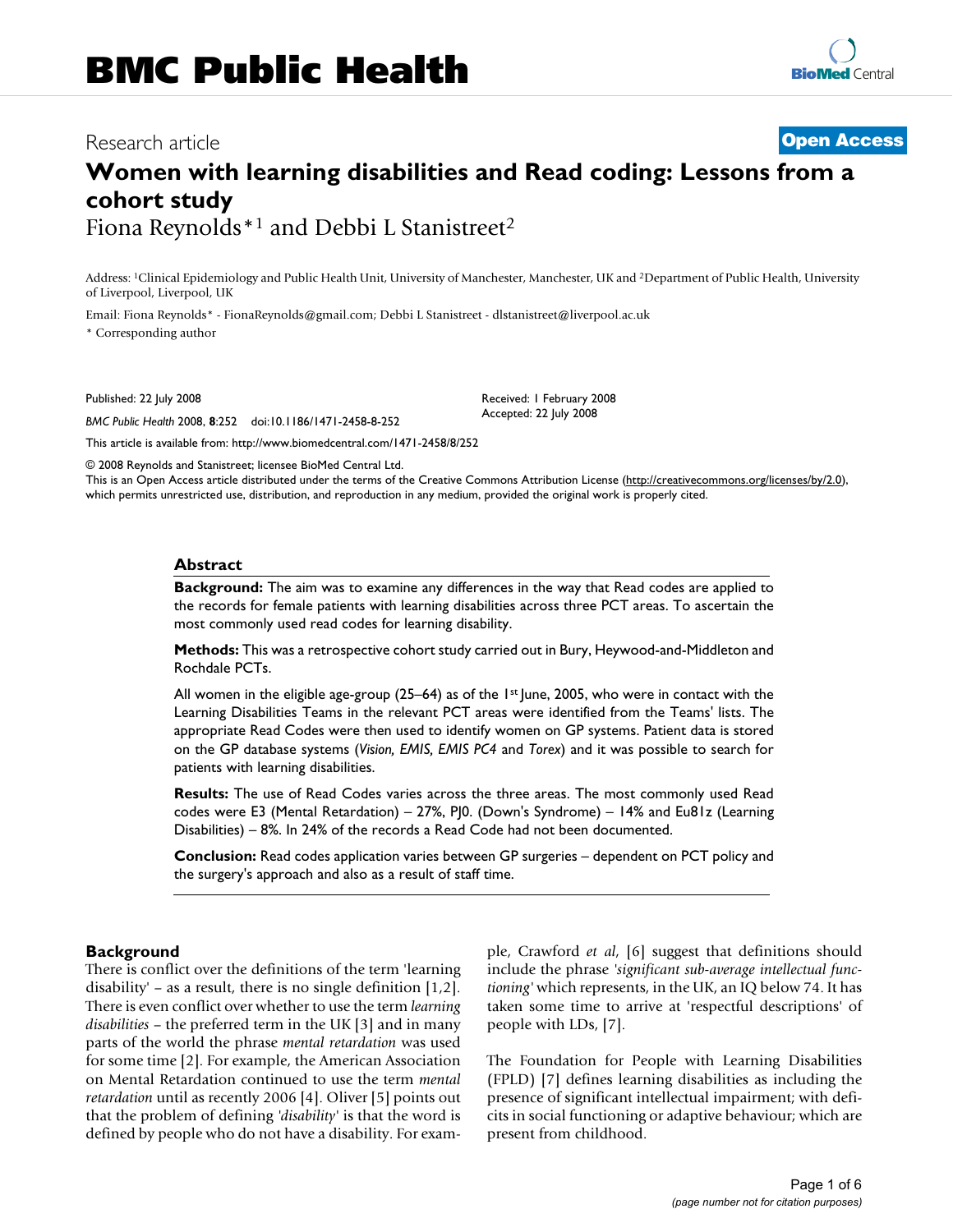# BMC Public Health

Research article

**Open Access**

# Women with learning disabilities and Read coding: Lessons from a cohort study

Fiona Reynolds*[1] and Debbi L Stanistreet[2]

Address: [1]Clinical Epidemiology and Public Health Unit, University of Manchester, Manchester, UK and [2]Department of Public Health, University of Liverpool, Liverpool, UK

Email: Fiona Reynolds* - FionaReynolds@gmail.com; Debbi L Stanistreet - dlstanistreet@liverpool.ac.uk

* Corresponding author

Published: 22 July 2008

*BMC Public Health* 2008, **8**:252 doi:10.1186/1471-2458-8-252

Received: 1 February 2008
Accepted: 22 July 2008

This article is available from: http://www.biomedcentral.com/1471-2458/8/252

© 2008 Reynolds and Stanistreet; licensee BioMed Central Ltd.
This is an Open Access article distributed under the terms of the Creative Commons Attribution License (http://creativecommons.org/licenses/by/2.0), which permits unrestricted use, distribution, and reproduction in any medium, provided the original work is properly cited.

## Abstract

**Background:** The aim was to examine any differences in the way that Read codes are applied to the records for female patients with learning disabilities across three PCT areas. To ascertain the most commonly used read codes for learning disability.

**Methods:** This was a retrospective cohort study carried out in Bury, Heywood-and-Middleton and Rochdale PCTs.

All women in the eligible age-group (25–64) as of the 1st June, 2005, who were in contact with the Learning Disabilities Teams in the relevant PCT areas were identified from the Teams' lists. The appropriate Read Codes were then used to identify women on GP systems. Patient data is stored on the GP database systems (*Vision, EMIS, EMIS PC4* and *Torex*) and it was possible to search for patients with learning disabilities.

**Results:** The use of Read Codes varies across the three areas. The most commonly used Read codes were E3 (Mental Retardation) – 27%, PJ0. (Down's Syndrome) – 14% and Eu81z (Learning Disabilities) – 8%. In 24% of the records a Read Code had not been documented.

**Conclusion:** Read codes application varies between GP surgeries – dependent on PCT policy and the surgery's approach and also as a result of staff time.

## Background

There is conflict over the definitions of the term 'learning disability' – as a result, there is no single definition [1,2]. There is even conflict over whether to use the term *learning disabilities* – the preferred term in the UK [3] and in many parts of the world the phrase *mental retardation* was used for some time [2]. For example, the American Association on Mental Retardation continued to use the term *mental retardation* until as recently 2006 [4]. Oliver [5] points out that the problem of defining '*disability*' is that the word is defined by people who do not have a disability. For example, Crawford *et al*, [6] suggest that definitions should include the phrase '*significant sub-average intellectual functioning*' which represents, in the UK, an IQ below 74. It has taken some time to arrive at 'respectful descriptions' of people with LDs, [7].

The Foundation for People with Learning Disabilities (FPLD) [7] defines learning disabilities as including the presence of significant intellectual impairment; with deficits in social functioning or adaptive behaviour; which are present from childhood.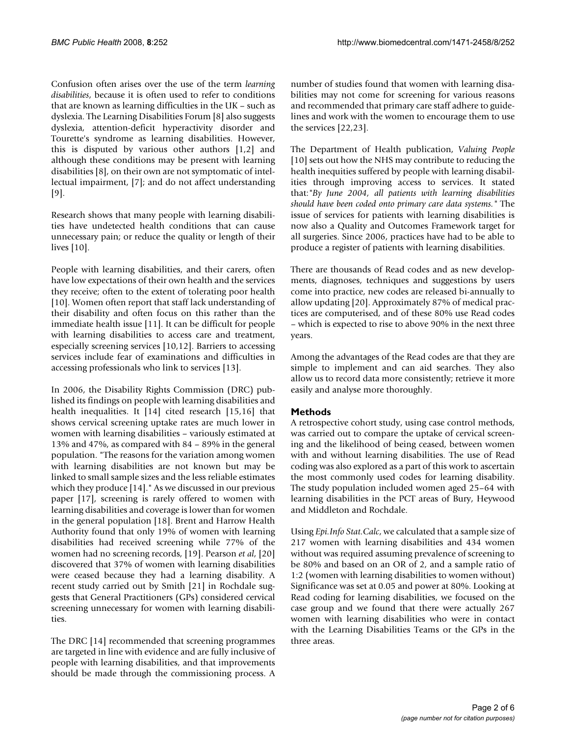Confusion often arises over the use of the term *learning disabilities*, because it is often used to refer to conditions that are known as learning difficulties in the UK – such as dyslexia. The Learning Disabilities Forum [8] also suggests dyslexia, attention-deficit hyperactivity disorder and Tourette's syndrome as learning disabilities. However, this is disputed by various other authors [1,2] and although these conditions may be present with learning disabilities [8], on their own are not symptomatic of intellectual impairment, [7]; and do not affect understanding [9].

Research shows that many people with learning disabilities have undetected health conditions that can cause unnecessary pain; or reduce the quality or length of their lives [10].

People with learning disabilities, and their carers, often have low expectations of their own health and the services they receive; often to the extent of tolerating poor health [10]. Women often report that staff lack understanding of their disability and often focus on this rather than the immediate health issue [11]. It can be difficult for people with learning disabilities to access care and treatment, especially screening services [10,12]. Barriers to accessing services include fear of examinations and difficulties in accessing professionals who link to services [13].

In 2006, the Disability Rights Commission (DRC) published its findings on people with learning disabilities and health inequalities. It [14] cited research [15,16] that shows cervical screening uptake rates are much lower in women with learning disabilities – variously estimated at 13% and 47%, as compared with 84 – 89% in the general population. "The reasons for the variation among women with learning disabilities are not known but may be linked to small sample sizes and the less reliable estimates which they produce [14]." As we discussed in our previous paper [17], screening is rarely offered to women with learning disabilities and coverage is lower than for women in the general population [18]. Brent and Harrow Health Authority found that only 19% of women with learning disabilities had received screening while 77% of the women had no screening records, [19]. Pearson *et al*, [20] discovered that 37% of women with learning disabilities were ceased because they had a learning disability. A recent study carried out by Smith [21] in Rochdale suggests that General Practitioners (GPs) considered cervical screening unnecessary for women with learning disabilities.

The DRC [14] recommended that screening programmes are targeted in line with evidence and are fully inclusive of people with learning disabilities, and that improvements should be made through the commissioning process. A number of studies found that women with learning disabilities may not come for screening for various reasons and recommended that primary care staff adhere to guidelines and work with the women to encourage them to use the services [22,23].

The Department of Health publication, *Valuing People* [10] sets out how the NHS may contribute to reducing the health inequities suffered by people with learning disabilities through improving access to services. It stated that:"*By June 2004, all patients with learning disabilities should have been coded onto primary care data systems.*" The issue of services for patients with learning disabilities is now also a Quality and Outcomes Framework target for all surgeries. Since 2006, practices have had to be able to produce a register of patients with learning disabilities.

There are thousands of Read codes and as new developments, diagnoses, techniques and suggestions by users come into practice, new codes are released bi-annually to allow updating [20]. Approximately 87% of medical practices are computerised, and of these 80% use Read codes – which is expected to rise to above 90% in the next three years.

Among the advantages of the Read codes are that they are simple to implement and can aid searches. They also allow us to record data more consistently; retrieve it more easily and analyse more thoroughly.

## Methods

A retrospective cohort study, using case control methods, was carried out to compare the uptake of cervical screening and the likelihood of being ceased, between women with and without learning disabilities. The use of Read coding was also explored as a part of this work to ascertain the most commonly used codes for learning disability. The study population included women aged 25–64 with learning disabilities in the PCT areas of Bury, Heywood and Middleton and Rochdale.

Using *Epi.Info Stat.Calc*, we calculated that a sample size of 217 women with learning disabilities and 434 women without was required assuming prevalence of screening to be 80% and based on an OR of 2, and a sample ratio of 1:2 (women with learning disabilities to women without) Significance was set at 0.05 and power at 80%. Looking at Read coding for learning disabilities, we focused on the case group and we found that there were actually 267 women with learning disabilities who were in contact with the Learning Disabilities Teams or the GPs in the three areas.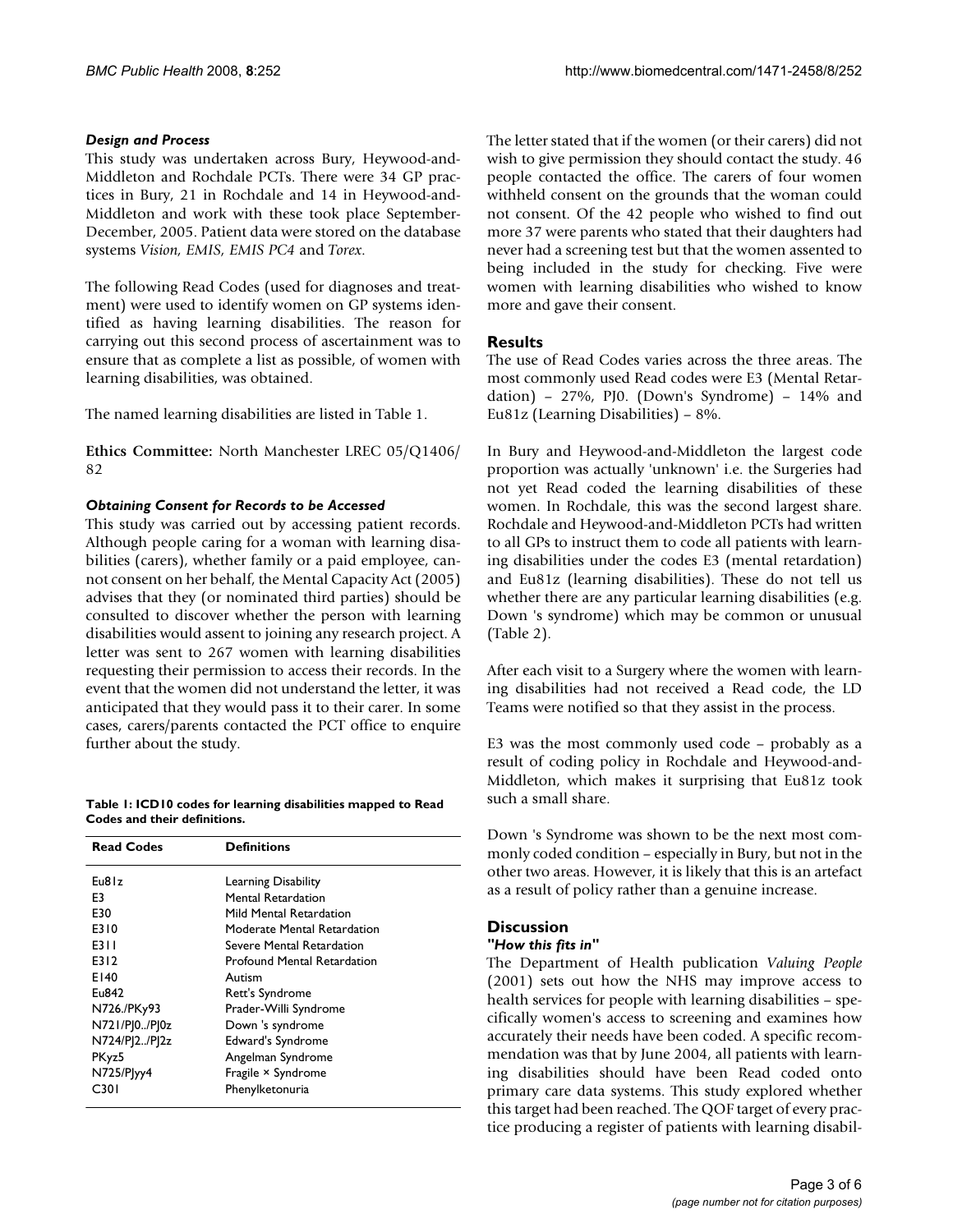### *Design and Process*

This study was undertaken across Bury, Heywood-and-Middleton and Rochdale PCTs. There were 34 GP practices in Bury, 21 in Rochdale and 14 in Heywood-and-Middleton and work with these took place September-December, 2005. Patient data were stored on the database systems *Vision, EMIS, EMIS PC4* and *Torex*.

The following Read Codes (used for diagnoses and treatment) were used to identify women on GP systems identified as having learning disabilities. The reason for carrying out this second process of ascertainment was to ensure that as complete a list as possible, of women with learning disabilities, was obtained.

The named learning disabilities are listed in Table 1.

**Ethics Committee:** North Manchester LREC 05/Q1406/82

### *Obtaining Consent for Records to be Accessed*

This study was carried out by accessing patient records. Although people caring for a woman with learning disabilities (carers), whether family or a paid employee, cannot consent on her behalf, the Mental Capacity Act (2005) advises that they (or nominated third parties) should be consulted to discover whether the person with learning disabilities would assent to joining any research project. A letter was sent to 267 women with learning disabilities requesting their permission to access their records. In the event that the women did not understand the letter, it was anticipated that they would pass it to their carer. In some cases, carers/parents contacted the PCT office to enquire further about the study.

**Table 1: ICD10 codes for learning disabilities mapped to Read Codes and their definitions.**

| Read Codes | Definitions |
|---|---|
| Eu81z | Learning Disability |
| E3 | Mental Retardation |
| E30 | Mild Mental Retardation |
| E310 | Moderate Mental Retardation |
| E311 | Severe Mental Retardation |
| E312 | Profound Mental Retardation |
| E140 | Autism |
| Eu842 | Rett's Syndrome |
| N726./PKy93 | Prader-Willi Syndrome |
| N721/PJ0../PJ0z | Down 's syndrome |
| N724/PJ2../PJ2z | Edward's Syndrome |
| PKyz5 | Angelman Syndrome |
| N725/PJyy4 | Fragile × Syndrome |
| C301 | Phenylketonuria |

The letter stated that if the women (or their carers) did not wish to give permission they should contact the study. 46 people contacted the office. The carers of four women withheld consent on the grounds that the woman could not consent. Of the 42 people who wished to find out more 37 were parents who stated that their daughters had never had a screening test but that the women assented to being included in the study for checking. Five were women with learning disabilities who wished to know more and gave their consent.

## Results

The use of Read Codes varies across the three areas. The most commonly used Read codes were E3 (Mental Retardation) – 27%, PJ0. (Down's Syndrome) – 14% and Eu81z (Learning Disabilities) – 8%.

In Bury and Heywood-and-Middleton the largest code proportion was actually 'unknown' i.e. the Surgeries had not yet Read coded the learning disabilities of these women. In Rochdale, this was the second largest share. Rochdale and Heywood-and-Middleton PCTs had written to all GPs to instruct them to code all patients with learning disabilities under the codes E3 (mental retardation) and Eu81z (learning disabilities). These do not tell us whether there are any particular learning disabilities (e.g. Down 's syndrome) which may be common or unusual (Table 2).

After each visit to a Surgery where the women with learning disabilities had not received a Read code, the LD Teams were notified so that they assist in the process.

E3 was the most commonly used code – probably as a result of coding policy in Rochdale and Heywood-and-Middleton, which makes it surprising that Eu81z took such a small share.

Down 's Syndrome was shown to be the next most commonly coded condition – especially in Bury, but not in the other two areas. However, it is likely that this is an artefact as a result of policy rather than a genuine increase.

## Discussion

### *"How this fits in"*

The Department of Health publication *Valuing People* (2001) sets out how the NHS may improve access to health services for people with learning disabilities – specifically women's access to screening and examines how accurately their needs have been coded. A specific recommendation was that by June 2004, all patients with learning disabilities should have been Read coded onto primary care data systems. This study explored whether this target had been reached. The QOF target of every practice producing a register of patients with learning disabil-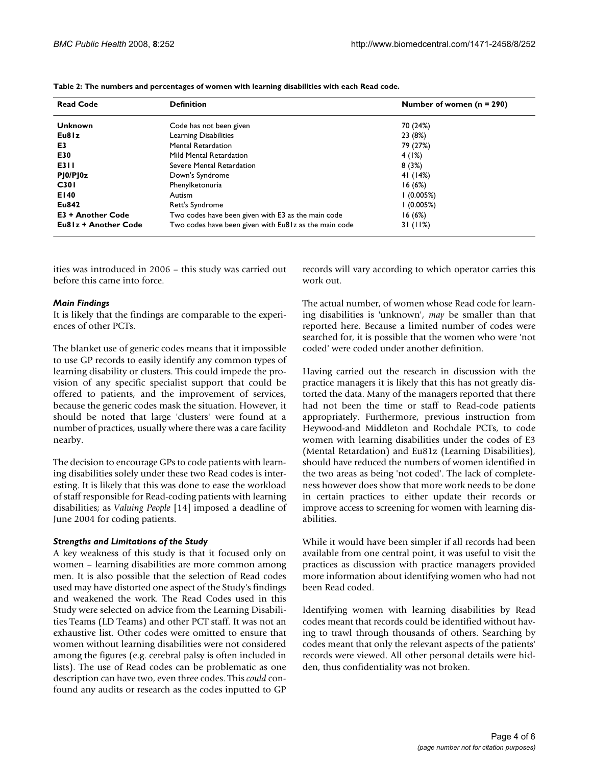**Table 2: The numbers and percentages of women with learning disabilities with each Read code.**

| Read Code | Definition | Number of women (n = 290) |
|---|---|---|
| **Unknown** | Code has not been given | 70 (24%) |
| **Eu81z** | Learning Disabilities | 23 (8%) |
| **E3** | Mental Retardation | 79 (27%) |
| **E30** | Mild Mental Retardation | 4 (1%) |
| **E311** | Severe Mental Retardation | 8 (3%) |
| **PJ0/PJ0z** | Down's Syndrome | 41 (14%) |
| **C301** | Phenylketonuria | 16 (6%) |
| **E140** | Autism | 1 (0.005%) |
| **Eu842** | Rett's Syndrome | 1 (0.005%) |
| **E3 + Another Code** | Two codes have been given with E3 as the main code | 16 (6%) |
| **Eu81z + Another Code** | Two codes have been given with Eu81z as the main code | 31 (11%) |

ities was introduced in 2006 – this study was carried out before this came into force.

### *Main Findings*

It is likely that the findings are comparable to the experiences of other PCTs.

The blanket use of generic codes means that it impossible to use GP records to easily identify any common types of learning disability or clusters. This could impede the provision of any specific specialist support that could be offered to patients, and the improvement of services, because the generic codes mask the situation. However, it should be noted that large 'clusters' were found at a number of practices, usually where there was a care facility nearby.

The decision to encourage GPs to code patients with learning disabilities solely under these two Read codes is interesting. It is likely that this was done to ease the workload of staff responsible for Read-coding patients with learning disabilities; as *Valuing People* [14] imposed a deadline of June 2004 for coding patients.

### *Strengths and Limitations of the Study*

A key weakness of this study is that it focused only on women – learning disabilities are more common among men. It is also possible that the selection of Read codes used may have distorted one aspect of the Study's findings and weakened the work. The Read Codes used in this Study were selected on advice from the Learning Disabilities Teams (LD Teams) and other PCT staff. It was not an exhaustive list. Other codes were omitted to ensure that women without learning disabilities were not considered among the figures (e.g. cerebral palsy is often included in lists). The use of Read codes can be problematic as one description can have two, even three codes. This *could* confound any audits or research as the codes inputted to GP records will vary according to which operator carries this work out.

The actual number, of women whose Read code for learning disabilities is 'unknown', *may* be smaller than that reported here. Because a limited number of codes were searched for, it is possible that the women who were 'not coded' were coded under another definition.

Having carried out the research in discussion with the practice managers it is likely that this has not greatly distorted the data. Many of the managers reported that there had not been the time or staff to Read-code patients appropriately. Furthermore, previous instruction from Heywood-and Middleton and Rochdale PCTs, to code women with learning disabilities under the codes of E3 (Mental Retardation) and Eu81z (Learning Disabilities), should have reduced the numbers of women identified in the two areas as being 'not coded'. The lack of completeness however does show that more work needs to be done in certain practices to either update their records or improve access to screening for women with learning disabilities.

While it would have been simpler if all records had been available from one central point, it was useful to visit the practices as discussion with practice managers provided more information about identifying women who had not been Read coded.

Identifying women with learning disabilities by Read codes meant that records could be identified without having to trawl through thousands of others. Searching by codes meant that only the relevant aspects of the patients' records were viewed. All other personal details were hidden, thus confidentiality was not broken.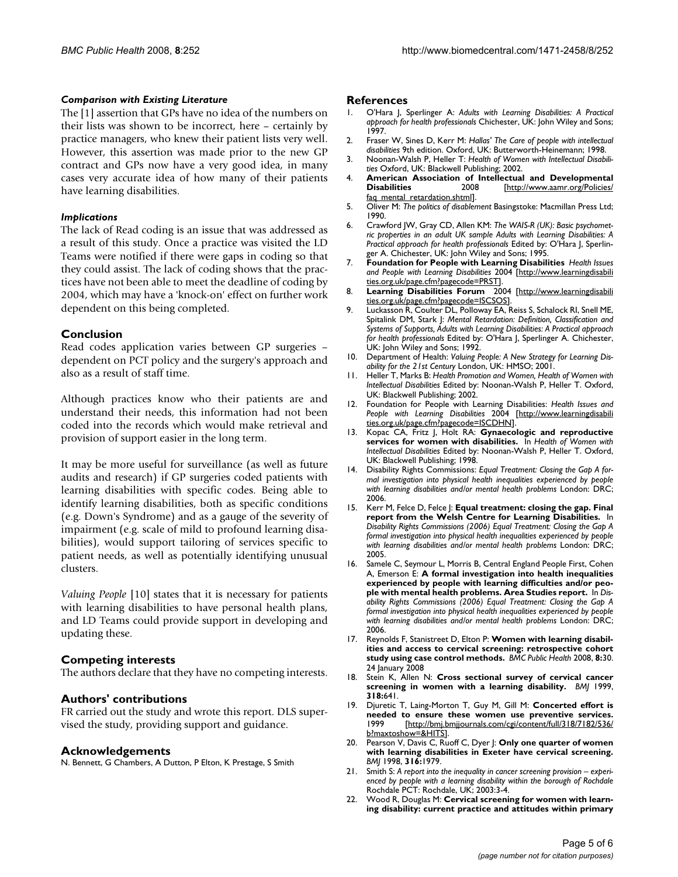### *Comparison with Existing Literature*

The [1] assertion that GPs have no idea of the numbers on their lists was shown to be incorrect, here – certainly by practice managers, who knew their patient lists very well. However, this assertion was made prior to the new GP contract and GPs now have a very good idea, in many cases very accurate idea of how many of their patients have learning disabilities.

### *Implications*

The lack of Read coding is an issue that was addressed as a result of this study. Once a practice was visited the LD Teams were notified if there were gaps in coding so that they could assist. The lack of coding shows that the practices have not been able to meet the deadline of coding by 2004, which may have a 'knock-on' effect on further work dependent on this being completed.

## Conclusion

Read codes application varies between GP surgeries – dependent on PCT policy and the surgery's approach and also as a result of staff time.

Although practices know who their patients are and understand their needs, this information had not been coded into the records which would make retrieval and provision of support easier in the long term.

It may be more useful for surveillance (as well as future audits and research) if GP surgeries coded patients with learning disabilities with specific codes. Being able to identify learning disabilities, both as specific conditions (e.g. Down's Syndrome) and as a gauge of the severity of impairment (e.g. scale of mild to profound learning disabilities), would support tailoring of services specific to patient needs, as well as potentially identifying unusual clusters.

*Valuing People* [10] states that it is necessary for patients with learning disabilities to have personal health plans, and LD Teams could provide support in developing and updating these.

## Competing interests

The authors declare that they have no competing interests.

## Authors' contributions

FR carried out the study and wrote this report. DLS supervised the study, providing support and guidance.

## Acknowledgements

N. Bennett, G Chambers, A Dutton, P Elton, K Prestage, S Smith

## References

1. O'Hara J, Sperlinger A: *Adults with Learning Disabilities: A Practical approach for health professionals* Chichester, UK: John Wiley and Sons; 1997.
2. Fraser W, Sines D, Kerr M: *Hallas' The Care of people with intellectual disabilities* 9th edition. Oxford, UK: Butterworth-Heinemann; 1998.
3. Noonan-Walsh P, Heller T: *Health of Women with Intellectual Disabilities* Oxford, UK: Blackwell Publishing; 2002.
4. **American Association of Intellectual and Developmental Disabilities** 2008 [http://www.aamr.org/Policies/faq_mental_retardation.shtml].
5. Oliver M: *The politics of disablement* Basingstoke: Macmillan Press Ltd; 1990.
6. Crawford JW, Gray CD, Allen KM: *The WAIS-R (UK): Basic psychometric properties in an adult UK sample Adults with Learning Disabilities: A Practical approach for health professionals* Edited by: O'Hara J, Sperlinger A. Chichester, UK: John Wiley and Sons; 1995.
7. **Foundation for People with Learning Disabilities** *Health Issues and People with Learning Disabilities* 2004 [http://www.learningdisabilities.org.uk/page.cfm?pagecode=PRST].
8. **Learning Disabilities Forum** 2004 [http://www.learningdisabilities.org.uk/page.cfm?pagecode=ISCSOS].
9. Luckasson R, Coulter DL, Polloway EA, Reiss S, Schalock RI, Snell ME, Spitalink DM, Stark J: *Mental Retardation: Definition, Classification and Systems of Supports, Adults with Learning Disabilities: A Practical approach for health professionals* Edited by: O'Hara J, Sperlinger A. Chichester, UK: John Wiley and Sons; 1992.
10. Department of Health: *Valuing People: A New Strategy for Learning Disability for the 21st Century* London, UK: HMSO; 2001.
11. Heller T, Marks B: *Health Promotion and Women, Health of Women with Intellectual Disabilities* Edited by: Noonan-Walsh P, Heller T. Oxford, UK: Blackwell Publishing; 2002.
12. Foundation for People with Learning Disabilities: *Health Issues and People with Learning Disabilities* 2004 [http://www.learningdisabilities.org.uk/page.cfm?pagecode=ISCDHN].
13. Kopac CA, Fritz J, Holt RA: **Gynaecologic and reproductive services for women with disabilities.** In *Health of Women with Intellectual Disabilities* Edited by: Noonan-Walsh P, Heller T. Oxford, UK: Blackwell Publishing; 1998.
14. Disability Rights Commissions: *Equal Treatment: Closing the Gap A formal investigation into physical health inequalities experienced by people with learning disabilities and/or mental health problems* London: DRC; 2006.
15. Kerr M, Felce D, Felce J: **Equal treatment: closing the gap. Final report from the Welsh Centre for Learning Disabilities.** In *Disability Rights Commissions (2006) Equal Treatment: Closing the Gap A formal investigation into physical health inequalities experienced by people with learning disabilities and/or mental health problems* London: DRC; 2005.
16. Samele C, Seymour L, Morris B, Central England People First, Cohen A, Emerson E: **A formal investigation into health inequalities experienced by people with learning difficulties and/or people with mental health problems. Area Studies report.** In *Disability Rights Commissions (2006) Equal Treatment: Closing the Gap A formal investigation into physical health inequalities experienced by people with learning disabilities and/or mental health problems* London: DRC; 2006.
17. Reynolds F, Stanistreet D, Elton P: **Women with learning disabilities and access to cervical screening: retrospective cohort study using case control methods.** *BMC Public Health* 2008, **8:**30. 24 January 2008
18. Stein K, Allen N: **Cross sectional survey of cervical cancer screening in women with a learning disability.** *BMJ* 1999, **318:**641.
19. Djuretic T, Laing-Morton T, Guy M, Gill M: **Concerted effort is needed to ensure these women use preventive services.** 1999 [http://bmj.bmjjournals.com/cgi/content/full/318/7182/536/b?maxtoshow=&HITS].
20. Pearson V, Davis C, Ruoff C, Dyer J: **Only one quarter of women with learning disabilities in Exeter have cervical screening.** *BMJ* 1998, **316:**1979.
21. Smith S: *A report into the inequality in cancer screening provision – experienced by people with a learning disability within the borough of Rochdale* Rochdale PCT: Rochdale, UK; 2003:3-4.
22. Wood R, Douglas M: **Cervical screening for women with learning disability: current practice and attitudes within primary**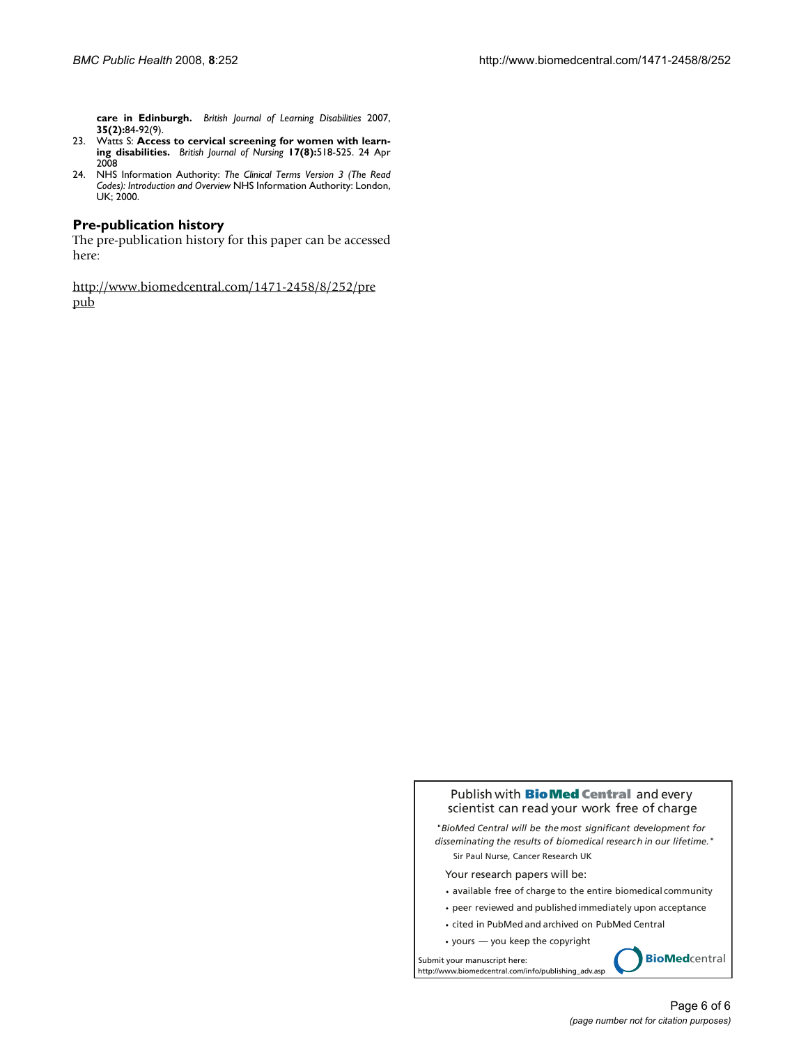care in Edinburgh.** *British Journal of Learning Disabilities* 2007, **35(2):**84-92(9).

23. Watts S: **Access to cervical screening for women with learning disabilities.** *British Journal of Nursing* **17(8):**518-525. 24 Apr 2008
24. NHS Information Authority: *The Clinical Terms Version 3 (The Read Codes): Introduction and Overview* NHS Information Authority: London, UK; 2000.

## Pre-publication history

The pre-publication history for this paper can be accessed here:

http://www.biomedcentral.com/1471-2458/8/252/prepub

Publish with **BioMed Central** and every scientist can read your work free of charge

*"BioMed Central will be the most significant development for disseminating the results of biomedical research in our lifetime."*

Sir Paul Nurse, Cancer Research UK

Your research papers will be:

- available free of charge to the entire biomedical community
- peer reviewed and published immediately upon acceptance
- cited in PubMed and archived on PubMed Central
- yours — you keep the copyright

Submit your manuscript here:
http://www.biomedcentral.com/info/publishing_adv.asp

**BioMed**central